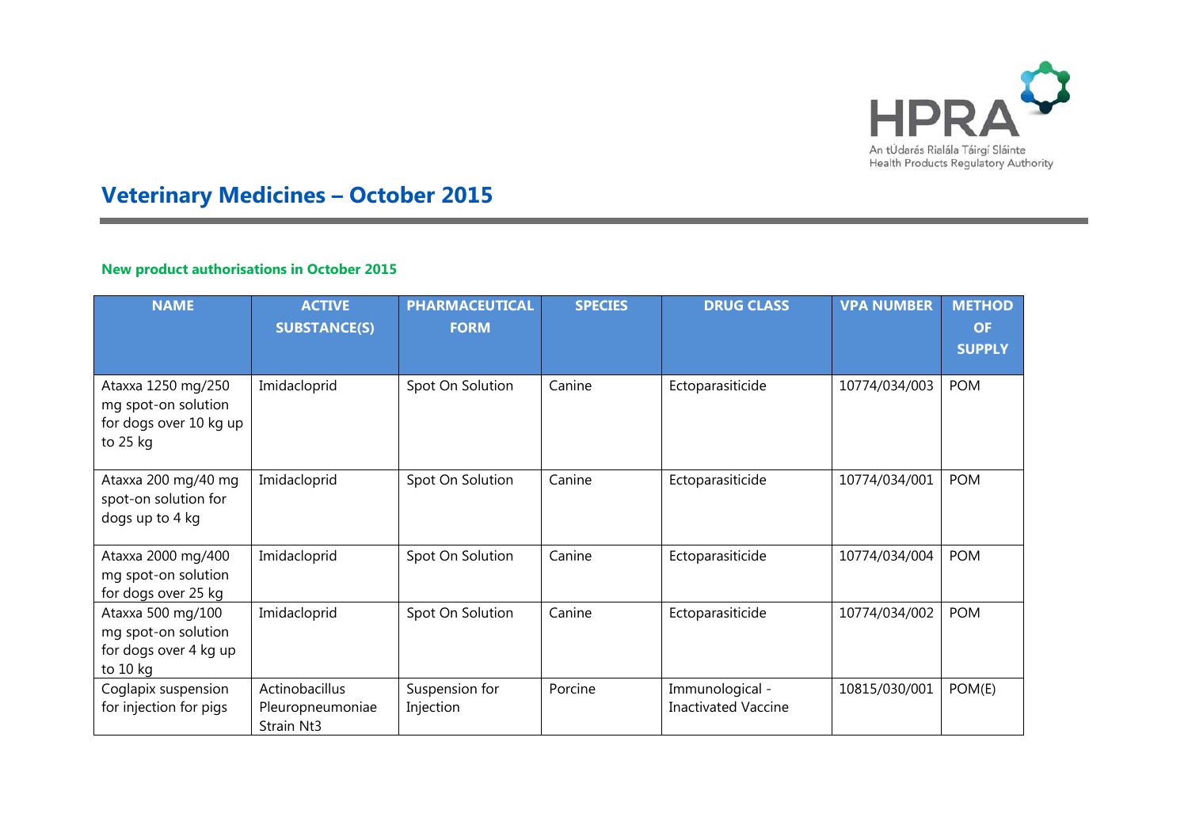# Veterinary Medicines – October 2015

### New product authorisations in October 2015

| NAME | ACTIVE SUBSTANCE(S) | PHARMACEUTICAL FORM | SPECIES | DRUG CLASS | VPA NUMBER | METHOD OF SUPPLY |
|---|---|---|---|---|---|---|
| Ataxxa 1250 mg/250 mg spot-on solution for dogs over 10 kg up to 25 kg | Imidacloprid | Spot On Solution | Canine | Ectoparasiticide | 10774/034/003 | POM |
| Ataxxa 200 mg/40 mg spot-on solution for dogs up to 4 kg | Imidacloprid | Spot On Solution | Canine | Ectoparasiticide | 10774/034/001 | POM |
| Ataxxa 2000 mg/400 mg spot-on solution for dogs over 25 kg | Imidacloprid | Spot On Solution | Canine | Ectoparasiticide | 10774/034/004 | POM |
| Ataxxa 500 mg/100 mg spot-on solution for dogs over 4 kg up to 10 kg | Imidacloprid | Spot On Solution | Canine | Ectoparasiticide | 10774/034/002 | POM |
| Coglapix suspension for injection for pigs | Actinobacillus Pleuropneumoniae Strain Nt3 | Suspension for Injection | Porcine | Immunological - Inactivated Vaccine | 10815/030/001 | POM(E) |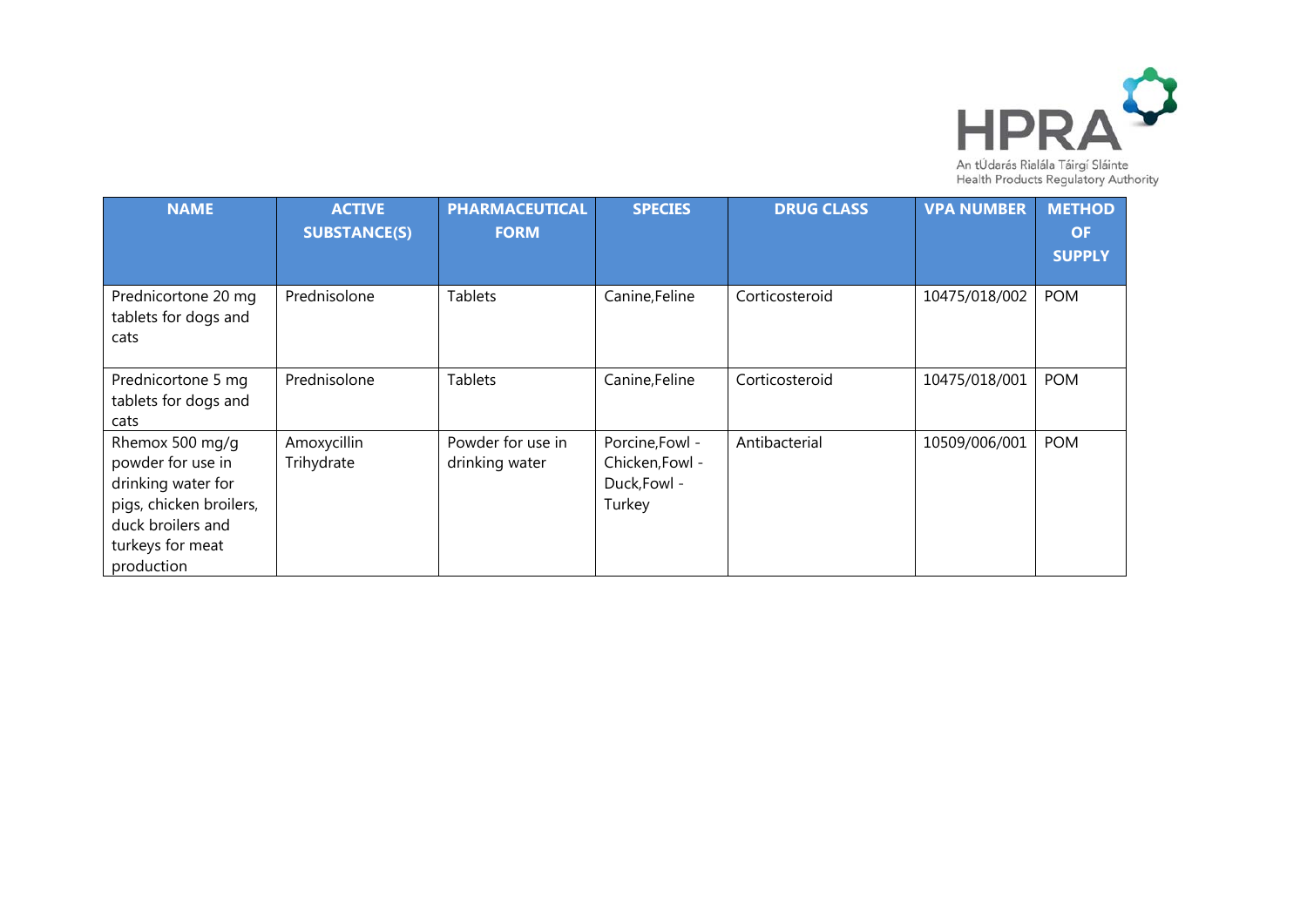| NAME | ACTIVE SUBSTANCE(S) | PHARMACEUTICAL FORM | SPECIES | DRUG CLASS | VPA NUMBER | METHOD OF SUPPLY |
| --- | --- | --- | --- | --- | --- | --- |
| Prednicortone 20 mg tablets for dogs and cats | Prednisolone | Tablets | Canine,Feline | Corticosteroid | 10475/018/002 | POM |
| Prednicortone 5 mg tablets for dogs and cats | Prednisolone | Tablets | Canine,Feline | Corticosteroid | 10475/018/001 | POM |
| Rhemox 500 mg/g powder for use in drinking water for pigs, chicken broilers, duck broilers and turkeys for meat production | Amoxycillin Trihydrate | Powder for use in drinking water | Porcine,Fowl - Chicken,Fowl - Duck,Fowl - Turkey | Antibacterial | 10509/006/001 | POM |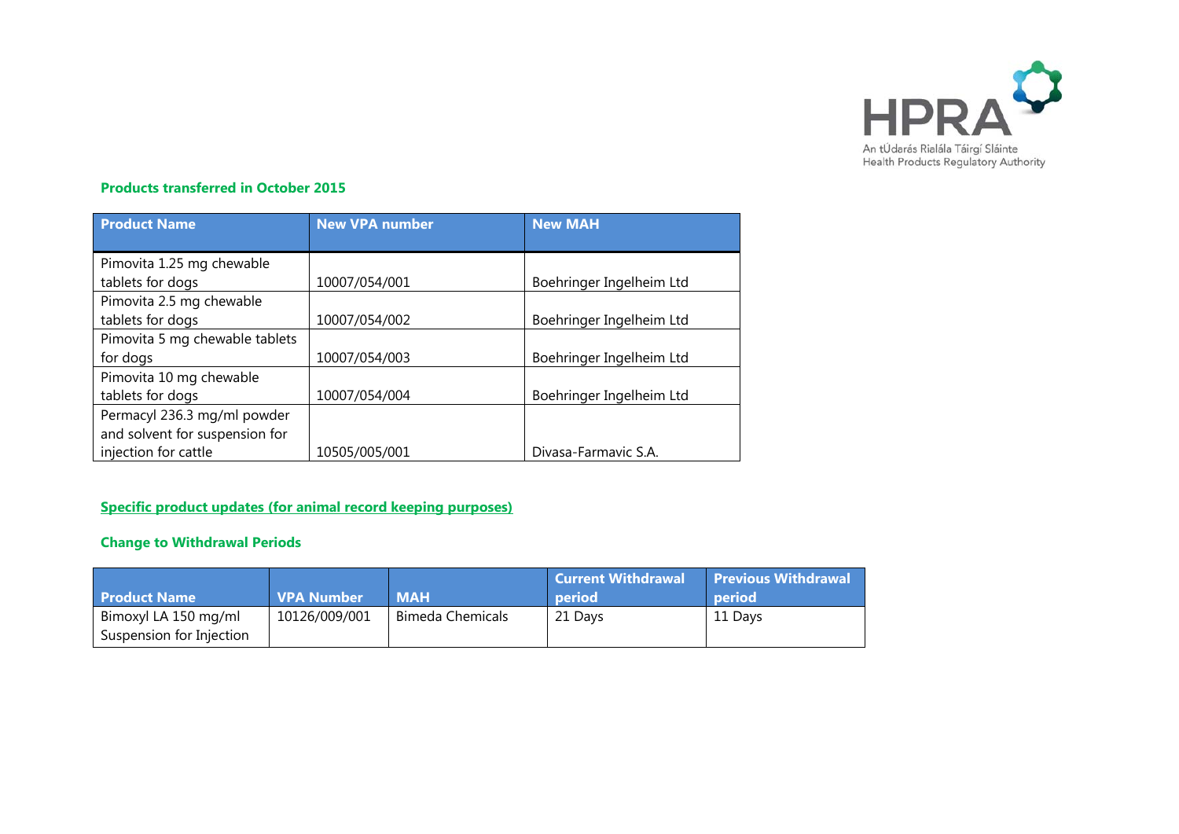### Products transferred in October 2015

| Product Name | New VPA number | New MAH |
|---|---|---|
| Pimovita 1.25 mg chewable tablets for dogs | 10007/054/001 | Boehringer Ingelheim Ltd |
| Pimovita 2.5 mg chewable tablets for dogs | 10007/054/002 | Boehringer Ingelheim Ltd |
| Pimovita 5 mg chewable tablets for dogs | 10007/054/003 | Boehringer Ingelheim Ltd |
| Pimovita 10 mg chewable tablets for dogs | 10007/054/004 | Boehringer Ingelheim Ltd |
| Permacyl 236.3 mg/ml powder and solvent for suspension for injection for cattle | 10505/005/001 | Divasa-Farmavic S.A. |

### Specific product updates (for animal record keeping purposes)

### Change to Withdrawal Periods

| Product Name | VPA Number | MAH | Current Withdrawal period | Previous Withdrawal period |
|---|---|---|---|---|
| Bimoxyl LA 150 mg/ml Suspension for Injection | 10126/009/001 | Bimeda Chemicals | 21 Days | 11 Days |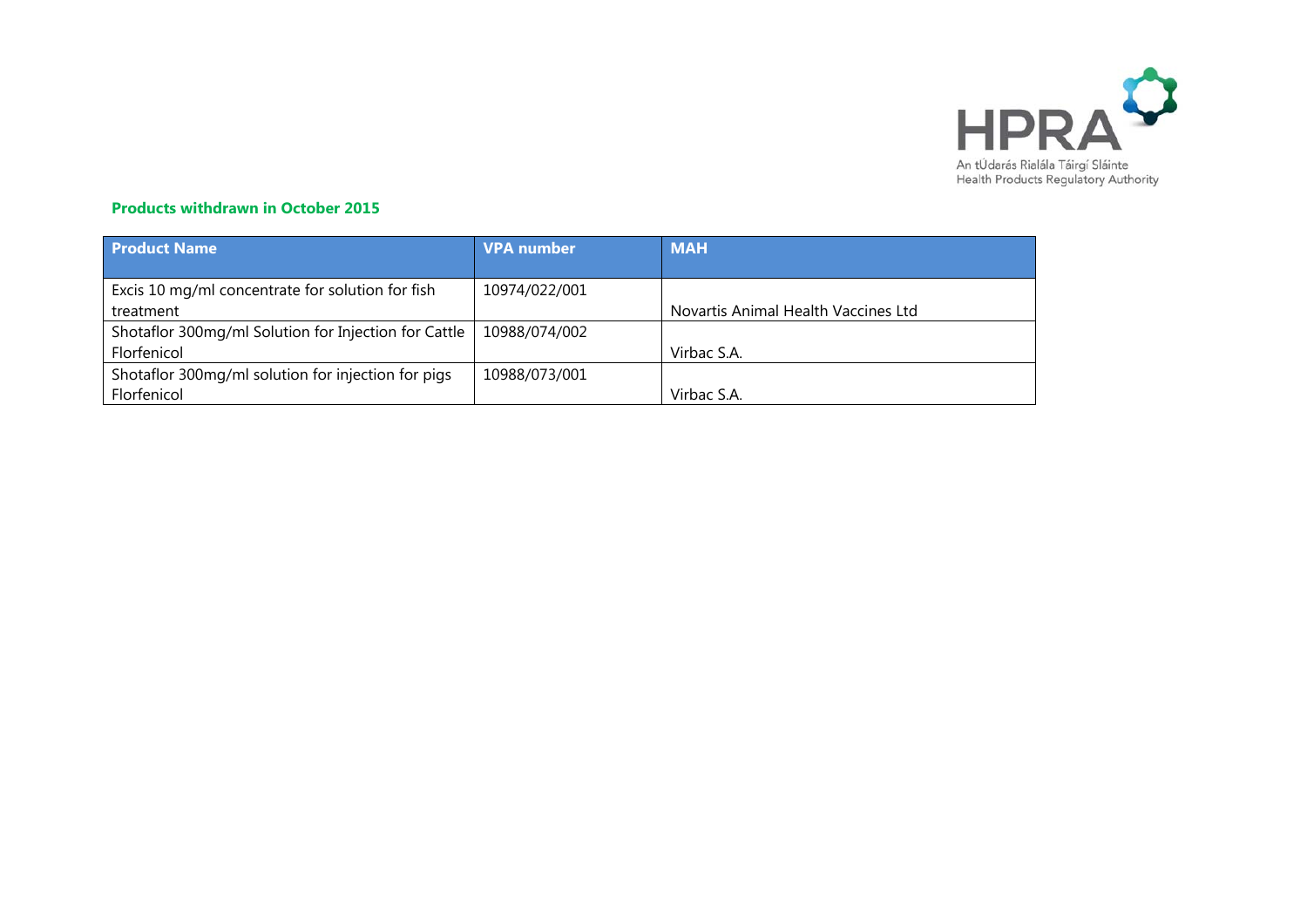**Products withdrawn in October 2015**

| Product Name | VPA number | MAH |
|---|---|---|
| Excis 10 mg/ml concentrate for solution for fish treatment | 10974/022/001 | Novartis Animal Health Vaccines Ltd |
| Shotaflor 300mg/ml Solution for Injection for Cattle Florfenicol | 10988/074/002 | Virbac S.A. |
| Shotaflor 300mg/ml solution for injection for pigs Florfenicol | 10988/073/001 | Virbac S.A. |